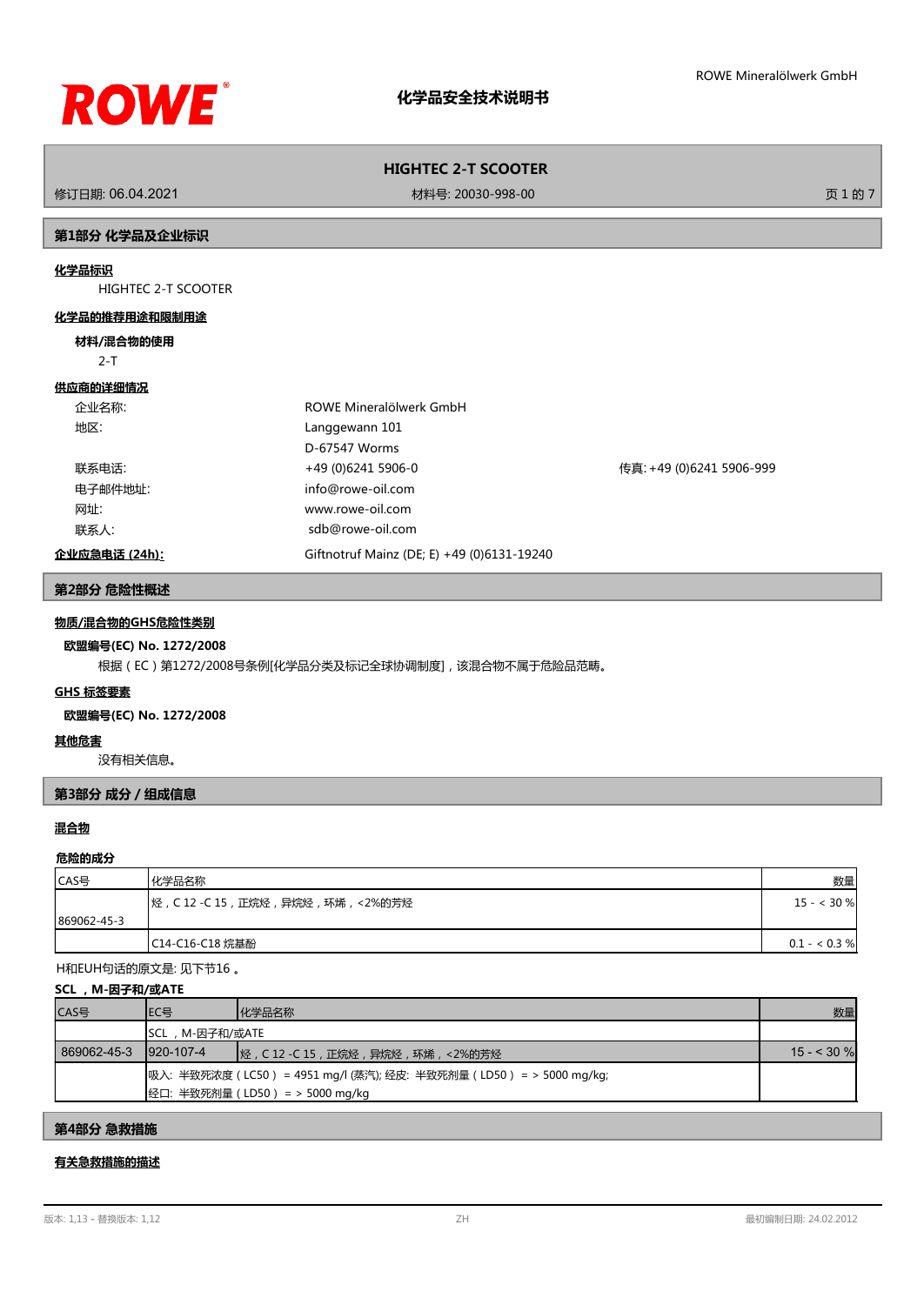# 化学品安全技术说明书

**HIGHTEC 2-T SCOOTER**

修订日期: 06.04.2021　　材料号: 20030-998-00

## 第1部分 化学品及企业标识

**化学品标识**

HIGHTEC 2-T SCOOTER

**化学品的推荐用途和限制用途**

**材料/混合物的使用**

2-T

**供应商的详细情况**

| | | |
|---|---|---|
| 企业名称: | ROWE Mineralölwerk GmbH | |
| 地区: | Langgewann 101 | |
| | D-67547 Worms | |
| 联系电话: | +49 (0)6241 5906-0 | 传真: +49 (0)6241 5906-999 |
| 电子邮件地址: | info@rowe-oil.com | |
| 网址: | www.rowe-oil.com | |
| 联系人: | sdb@rowe-oil.com | |

**企业应急电话 (24h):** Giftnotruf Mainz (DE; E) +49 (0)6131-19240

## 第2部分 危险性概述

**物质/混合物的GHS危险性类别**

**欧盟编号(EC) No. 1272/2008**

根据（EC）第1272/2008号条例[化学品分类及标记全球协调制度]，该混合物不属于危险品范畴。

**GHS 标签要素**

**欧盟编号(EC) No. 1272/2008**

**其他危害**

没有相关信息。

## 第3部分 成分 / 组成信息

**混合物**

**危险的成分**

| CAS号 | 化学品名称 | 数量 |
|---|---|---|
| 869062-45-3 | 烃，C 12 -C 15，正烷烃，异烷烃，环烯，<2%的芳烃 | 15 - < 30 % |
| | C14-C16-C18 烷基酚 | 0.1 - < 0.3 % |

H和EUH句话的原文是: 见下节16 。

**SCL ，M-因子和/或ATE**

| CAS号 | EC号 | 化学品名称 | 数量 |
|---|---|---|---|
| | SCL ，M-因子和/或ATE | | |
| 869062-45-3 | 920-107-4 | 烃，C 12 -C 15，正烷烃，异烷烃，环烯，<2%的芳烃 | 15 - < 30 % |
| | 吸入: 半致死浓度（LC50） = 4951 mg/l (蒸汽); 经皮: 半致死剂量（LD50） = > 5000 mg/kg; 经口: 半致死剂量（LD50） = > 5000 mg/kg | | |

## 第4部分 急救措施

**有关急救措施的描述**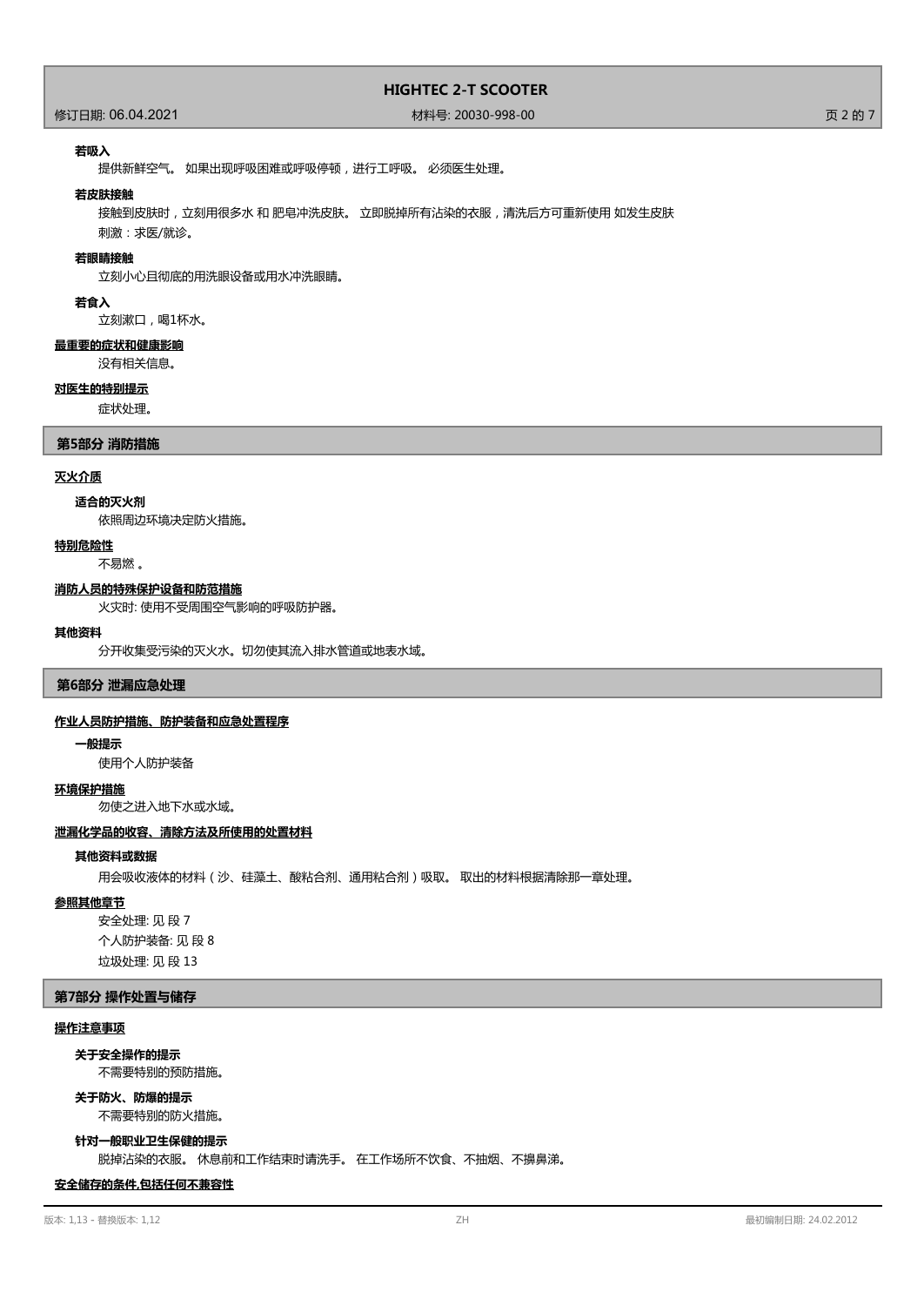**若吸入**

提供新鲜空气。 如果出现呼吸困难或呼吸停顿，进行工呼吸。 必须医生处理。

**若皮肤接触**

接触到皮肤时，立刻用很多水 和 肥皂冲洗皮肤。 立即脱掉所有沾染的衣服，清洗后方可重新使用 如发生皮肤刺激：求医/就诊。

**若眼睛接触**

立刻小心且彻底的用洗眼设备或用水冲洗眼睛。

**若食入**

立刻漱口，喝1杯水。

**最重要的症状和健康影响**

没有相关信息。

**对医生的特别提示**

症状处理。

## 第5部分 消防措施

**灭火介质**

**适合的灭火剂**

依照周边环境决定防火措施。

**特别危险性**

不易燃 。

**消防人员的特殊保护设备和防范措施**

火灾时: 使用不受周围空气影响的呼吸防护器。

**其他资料**

分开收集受污染的灭火水。切勿使其流入排水管道或地表水域。

## 第6部分 泄漏应急处理

**作业人员防护措施、防护装备和应急处置程序**

**一般提示**

使用个人防护装备

**环境保护措施**

勿使之进入地下水或水域。

**泄漏化学品的收容、清除方法及所使用的处置材料**

**其他资料或数据**

用会吸收液体的材料（沙、硅藻土、酸粘合剂、通用粘合剂）吸取。 取出的材料根据清除那一章处理。

**参照其他章节**

安全处理: 见 段 7

个人防护装备: 见 段 8

垃圾处理: 见 段 13

## 第7部分 操作处置与储存

**操作注意事项**

**关于安全操作的提示**

不需要特别的预防措施。

**关于防火、防爆的提示**

不需要特别的防火措施。

**针对一般职业卫生保健的提示**

脱掉沾染的衣服。 休息前和工作结束时请洗手。 在工作场所不饮食、不抽烟、不擤鼻涕。

**安全储存的条件,包括任何不兼容性**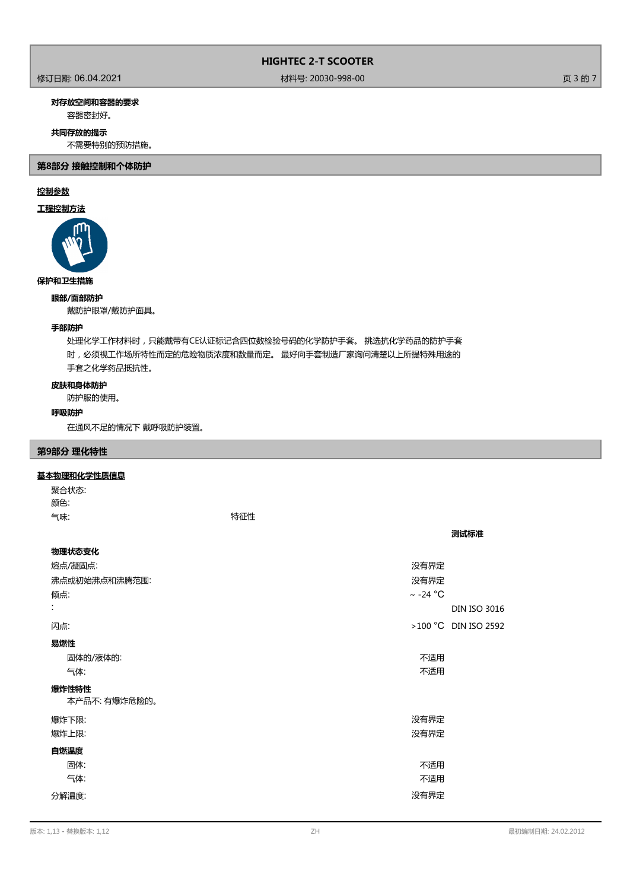**对存放空间和容器的要求**

容器密封好。

**共同存放的提示**

不需要特别的预防措施。

## 第8部分 接触控制和个体防护

**控制参数**

**工程控制方法**

**保护和卫生措施**

**眼部/面部防护**

戴防护眼罩/戴防护面具。

**手部防护**

处理化学工作材料时，只能戴带有CE认证标记含四位数检验号码的化学防护手套。 挑选抗化学药品的防护手套时，必须视工作场所特性而定的危险物质浓度和数量而定。 最好向手套制造厂家询问清楚以上所提特殊用途的手套之化学药品抵抗性。

**皮肤和身体防护**

防护服的使用。

**呼吸防护**

在通风不足的情况下 戴呼吸防护装置。

## 第9部分 理化特性

**基本物理和化学性质信息**

| | | |
|---|---|---|
| 聚合状态: | | |
| 颜色: | | |
| 气味: | 特征性 | |
| | | **测试标准** |
| **物理状态变化** | | |
| 熔点/凝固点: | 没有界定 | |
| 沸点或初始沸点和沸腾范围: | 没有界定 | |
| 倾点: | ~ -24 °C | |
| : | | DIN ISO 3016 |
| 闪点: | >100 °C | DIN ISO 2592 |
| **易燃性** | | |
| 固体的/液体的: | 不适用 | |
| 气体: | 不适用 | |

**爆炸性特性**

本产品不: 有爆炸危险的。

| | | |
|---|---|---|
| 爆炸下限: | 没有界定 | |
| 爆炸上限: | 没有界定 | |
| **自燃温度** | | |
| 固体: | 不适用 | |
| 气体: | 不适用 | |
| 分解温度: | 没有界定 | |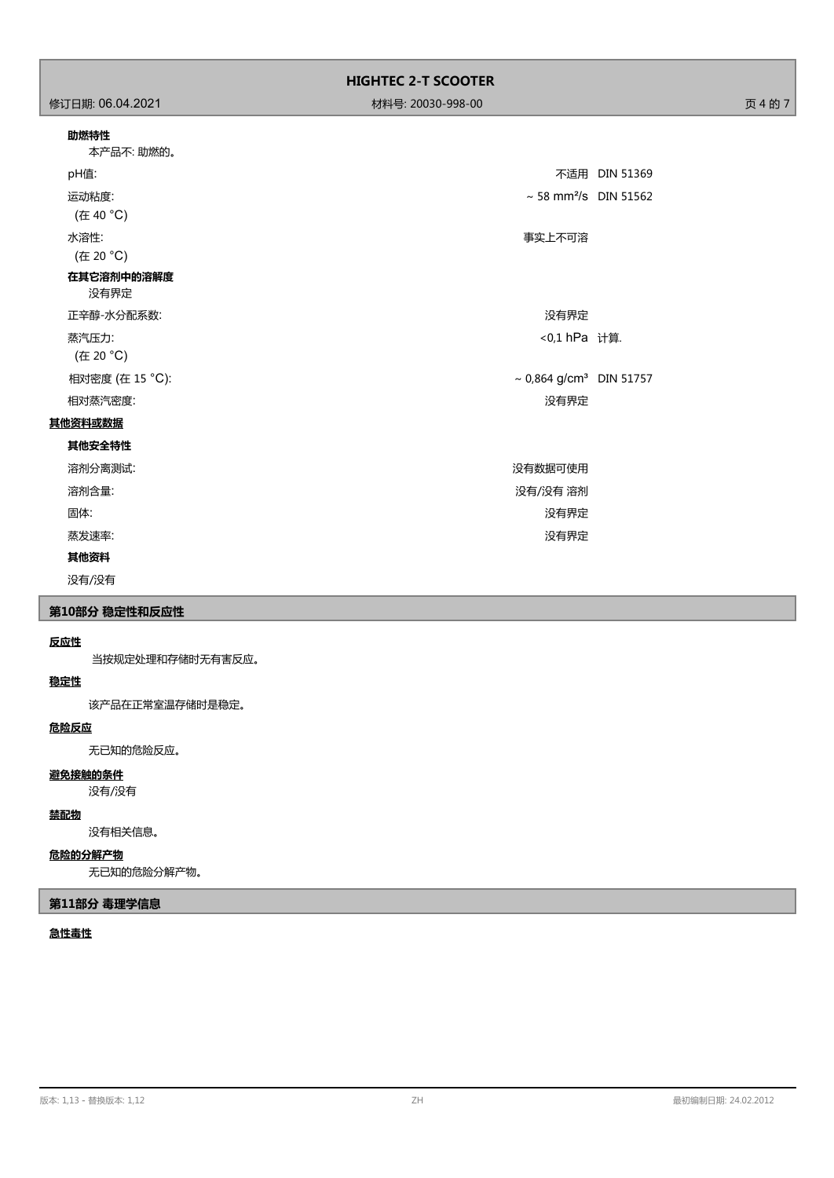**助燃特性**

本产品不: 助燃的。

| | | |
|---|---|---|
| pH值: | 不适用 | DIN 51369 |
| 运动粘度:<br>(在 40 °C) | ~ 58 mm²/s | DIN 51562 |
| 水溶性:<br>(在 20 °C) | 事实上不可溶 | |

**在其它溶剂中的溶解度**

没有界定

| | | |
|---|---|---|
| 正辛醇-水分配系数: | 没有界定 | |
| 蒸汽压力:<br>(在 20 °C) | <0,1 hPa | 计算. |
| 相对密度 (在 15 °C): | ~ 0,864 g/cm³ | DIN 51757 |
| 相对蒸汽密度: | 没有界定 | |

**其他资料或数据**

**其他安全特性**

| | |
|---|---|
| 溶剂分离测试: | 没有数据可使用 |
| 溶剂含量: | 没有/没有 溶剂 |
| 固体: | 没有界定 |
| 蒸发速率: | 没有界定 |

**其他资料**

没有/没有

## 第10部分 稳定性和反应性

**反应性**

当按规定处理和存储时无有害反应。

**稳定性**

该产品在正常室温存储时是稳定。

**危险反应**

无已知的危险反应。

**避免接触的条件**

没有/没有

**禁配物**

没有相关信息。

**危险的分解产物**

无已知的危险分解产物。

## 第11部分 毒理学信息

**急性毒性**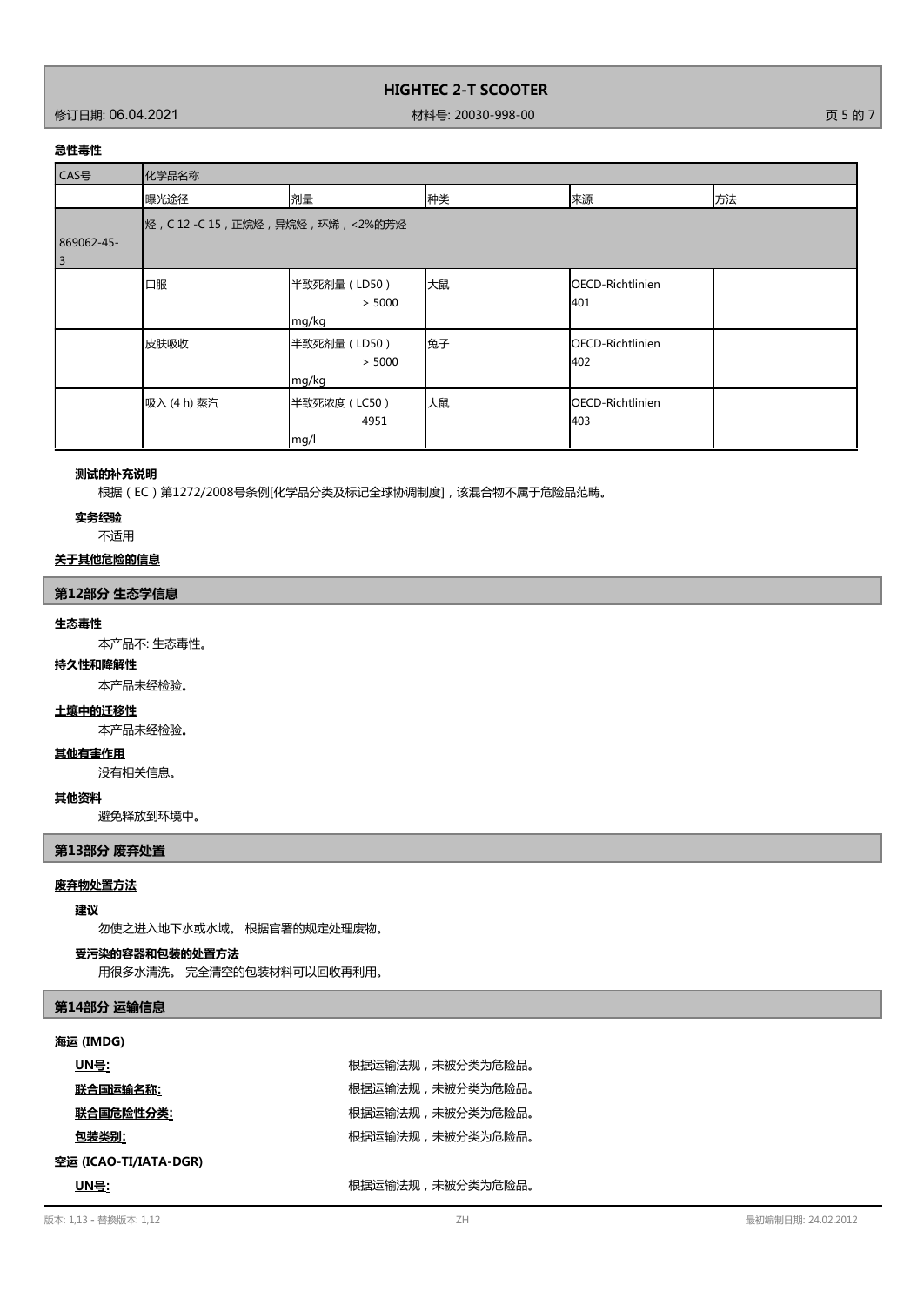**急性毒性**

| CAS号 | 化学品名称 | | | | |
|---|---|---|---|---|---|
| | 曝光途径 | 剂量 | 种类 | 来源 | 方法 |
| 869062-45-3 | 烃，C 12 -C 15，正烷烃，异烷烃，环烯，<2%的芳烃 | | | | |
| | 口服 | 半致死剂量（LD50） > 5000 mg/kg | 大鼠 | OECD-Richtlinien 401 | |
| | 皮肤吸收 | 半致死剂量（LD50） > 5000 mg/kg | 兔子 | OECD-Richtlinien 402 | |
| | 吸入 (4 h) 蒸汽 | 半致死浓度（LC50） 4951 mg/l | 大鼠 | OECD-Richtlinien 403 | |

**测试的补充说明**

根据（EC）第1272/2008号条例[化学品分类及标记全球协调制度]，该混合物不属于危险品范畴。

**实务经验**

不适用

**关于其他危险的信息**

## 第12部分 生态学信息

**生态毒性**

本产品不: 生态毒性。

**持久性和降解性**

本产品未经检验。

**土壤中的迁移性**

本产品未经检验。

**其他有害作用**

没有相关信息。

**其他资料**

避免释放到环境中。

## 第13部分 废弃处置

**废弃物处置方法**

**建议**

勿使之进入地下水或水域。 根据官署的规定处理废物。

**受污染的容器和包装的处置方法**

用很多水清洗。 完全清空的包装材料可以回收再利用。

## 第14部分 运输信息

**海运 (IMDG)**

**UN号:** 根据运输法规，未被分类为危险品。

**联合国运输名称:** 根据运输法规，未被分类为危险品。

**联合国危险性分类:** 根据运输法规，未被分类为危险品。

**包装类别:** 根据运输法规，未被分类为危险品。

**空运 (ICAO-TI/IATA-DGR)**

**UN号:** 根据运输法规，未被分类为危险品。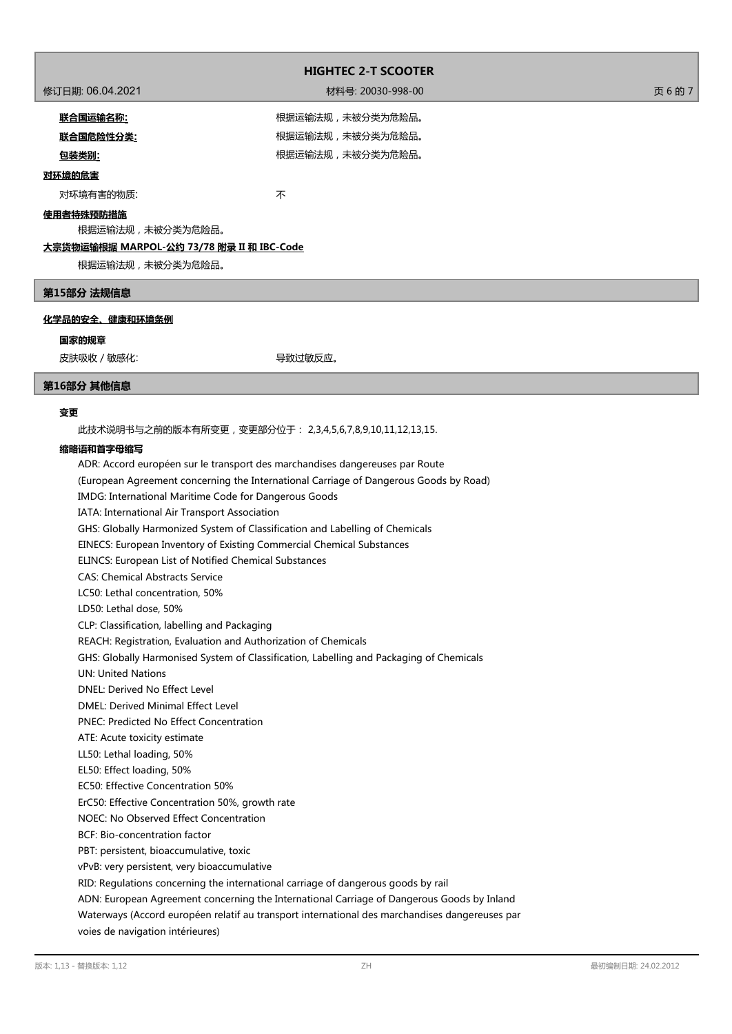**联合国运输名称:** 根据运输法规，未被分类为危险品。

**联合国危险性分类:** 根据运输法规，未被分类为危险品。

**包装类别:** 根据运输法规，未被分类为危险品。

**对环境的危害**

对环境有害的物质: 不

**使用者特殊预防措施**

根据运输法规，未被分类为危险品。

**大宗货物运输根据 MARPOL-公约 73/78 附录 II 和 IBC-Code**

根据运输法规，未被分类为危险品。

## 第15部分 法规信息

**化学品的安全、健康和环境条例**

**国家的规章**

皮肤吸收 / 敏感化: 导致过敏反应。

## 第16部分 其他信息

**变更**

此技术说明书与之前的版本有所变更，变更部分位于： 2,3,4,5,6,7,8,9,10,11,12,13,15.

**缩略语和首字母缩写**

ADR: Accord européen sur le transport des marchandises dangereuses par Route
(European Agreement concerning the International Carriage of Dangerous Goods by Road)
IMDG: International Maritime Code for Dangerous Goods
IATA: International Air Transport Association
GHS: Globally Harmonized System of Classification and Labelling of Chemicals
EINECS: European Inventory of Existing Commercial Chemical Substances
ELINCS: European List of Notified Chemical Substances
CAS: Chemical Abstracts Service
LC50: Lethal concentration, 50%
LD50: Lethal dose, 50%
CLP: Classification, labelling and Packaging
REACH: Registration, Evaluation and Authorization of Chemicals
GHS: Globally Harmonised System of Classification, Labelling and Packaging of Chemicals
UN: United Nations
DNEL: Derived No Effect Level
DMEL: Derived Minimal Effect Level
PNEC: Predicted No Effect Concentration
ATE: Acute toxicity estimate
LL50: Lethal loading, 50%
EL50: Effect loading, 50%
EC50: Effective Concentration 50%
ErC50: Effective Concentration 50%, growth rate
NOEC: No Observed Effect Concentration
BCF: Bio-concentration factor
PBT: persistent, bioaccumulative, toxic
vPvB: very persistent, very bioaccumulative
RID: Regulations concerning the international carriage of dangerous goods by rail
ADN: European Agreement concerning the International Carriage of Dangerous Goods by Inland
Waterways (Accord européen relatif au transport international des marchandises dangereuses par
voies de navigation intérieures)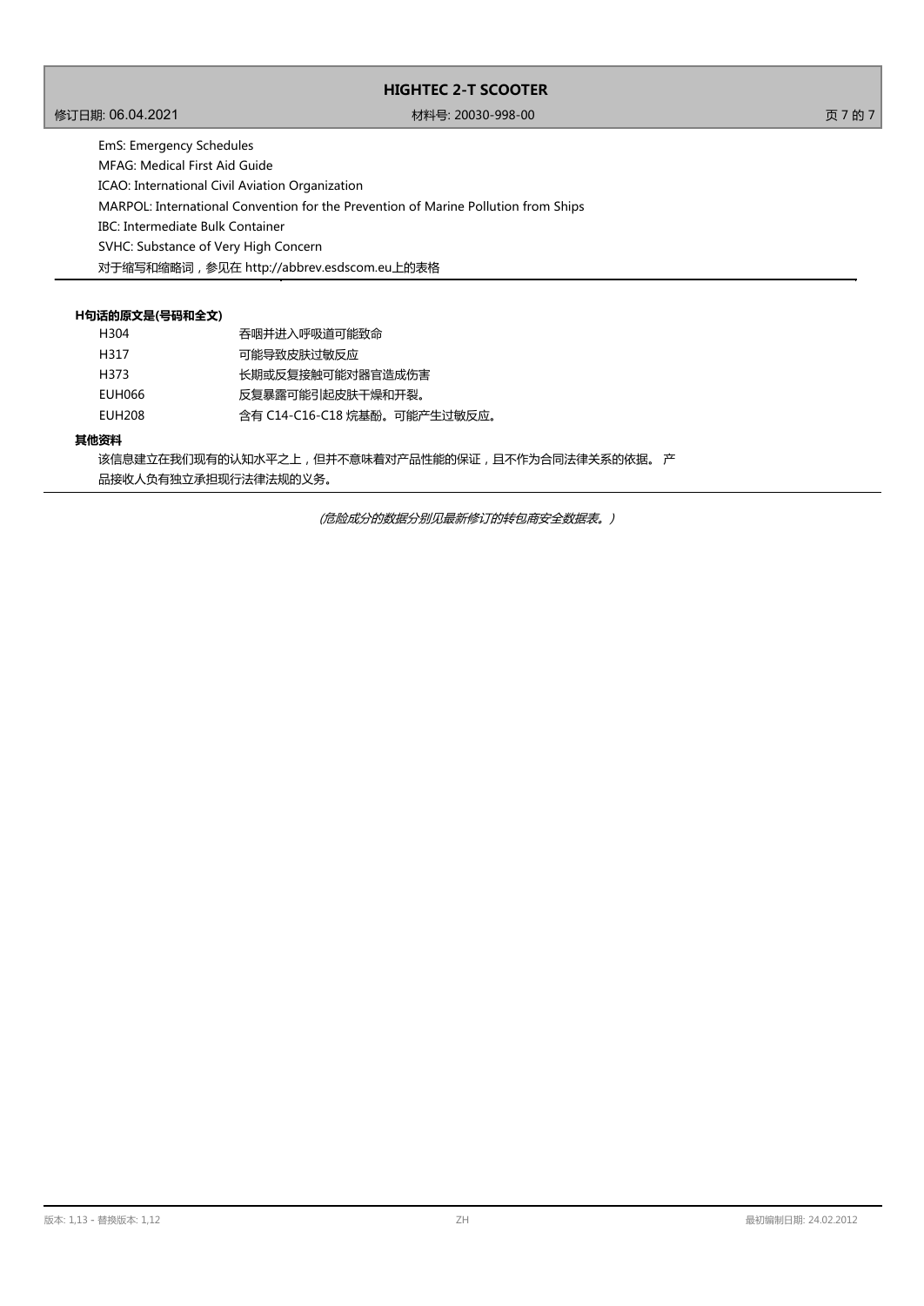EmS: Emergency Schedules

MFAG: Medical First Aid Guide

ICAO: International Civil Aviation Organization

MARPOL: International Convention for the Prevention of Marine Pollution from Ships

IBC: Intermediate Bulk Container

SVHC: Substance of Very High Concern

对于缩写和缩略词，参见在 http://abbrev.esdscom.eu上的表格

**H句话的原文是(号码和全文)**

| | |
|---|---|
| H304 | 吞咽并进入呼吸道可能致命 |
| H317 | 可能导致皮肤过敏反应 |
| H373 | 长期或反复接触可能对器官造成伤害 |
| EUH066 | 反复暴露可能引起皮肤干燥和开裂。 |
| EUH208 | 含有 C14-C16-C18 烷基酚。可能产生过敏反应。 |

**其他资料**

该信息建立在我们现有的认知水平之上，但并不意味着对产品性能的保证，且不作为合同法律关系的依据。 产品接收人负有独立承担现行法律法规的义务。

*(危险成分的数据分别见最新修订的转包商安全数据表。)*